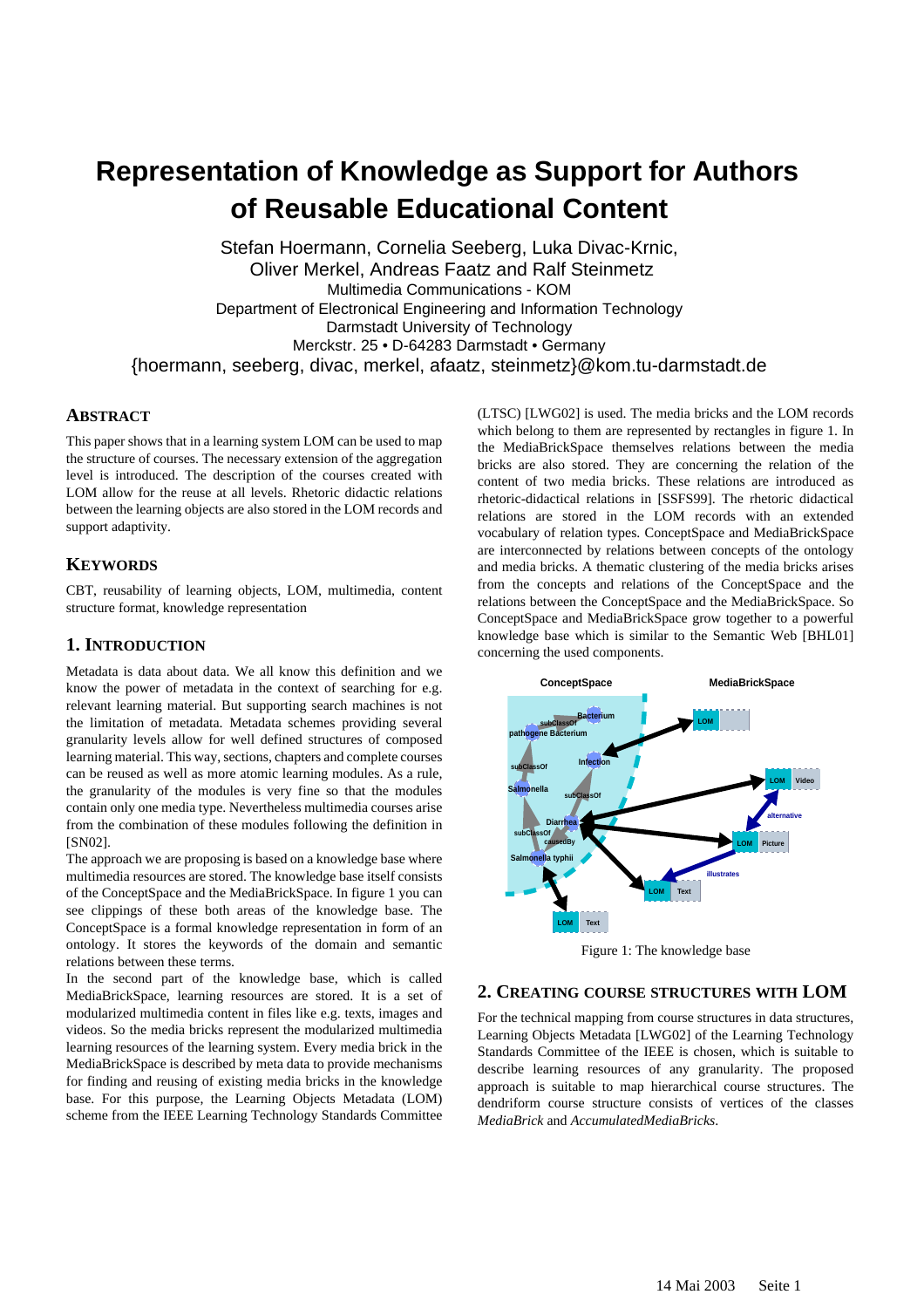# Representation of Knowledge as Support for Authors of Reusable Educational Content

Stefan Hoermann, Cornelia Seeberg, Luka Divac-Krnic,
Oliver Merkel, Andreas Faatz and Ralf Steinmetz
Multimedia Communications - KOM
Department of Electronical Engineering and Information Technology
Darmstadt University of Technology
Merckstr. 25 • D-64283 Darmstadt • Germany
{hoermann, seeberg, divac, merkel, afaatz, steinmetz}@kom.tu-darmstadt.de

## ABSTRACT

This paper shows that in a learning system LOM can be used to map the structure of courses. The necessary extension of the aggregation level is introduced. The description of the courses created with LOM allow for the reuse at all levels. Rhetoric didactic relations between the learning objects are also stored in the LOM records and support adaptivity.

## KEYWORDS

CBT, reusability of learning objects, LOM, multimedia, content structure format, knowledge representation

## 1. INTRODUCTION

Metadata is data about data. We all know this definition and we know the power of metadata in the context of searching for e.g. relevant learning material. But supporting search machines is not the limitation of metadata. Metadata schemes providing several granularity levels allow for well defined structures of composed learning material. This way, sections, chapters and complete courses can be reused as well as more atomic learning modules. As a rule, the granularity of the modules is very fine so that the modules contain only one media type. Nevertheless multimedia courses arise from the combination of these modules following the definition in [SN02].

The approach we are proposing is based on a knowledge base where multimedia resources are stored. The knowledge base itself consists of the ConceptSpace and the MediaBrickSpace. In figure 1 you can see clippings of these both areas of the knowledge base. The ConceptSpace is a formal knowledge representation in form of an ontology. It stores the keywords of the domain and semantic relations between these terms.

In the second part of the knowledge base, which is called MediaBrickSpace, learning resources are stored. It is a set of modularized multimedia content in files like e.g. texts, images and videos. So the media bricks represent the modularized multimedia learning resources of the learning system. Every media brick in the MediaBrickSpace is described by meta data to provide mechanisms for finding and reusing of existing media bricks in the knowledge base. For this purpose, the Learning Objects Metadata (LOM) scheme from the IEEE Learning Technology Standards Committee (LTSC) [LWG02] is used. The media bricks and the LOM records which belong to them are represented by rectangles in figure 1. In the MediaBrickSpace themselves relations between the media bricks are also stored. They are concerning the relation of the content of two media bricks. These relations are introduced as rhetoric-didactical relations in [SSFS99]. The rhetoric didactical relations are stored in the LOM records with an extended vocabulary of relation types. ConceptSpace and MediaBrickSpace are interconnected by relations between concepts of the ontology and media bricks. A thematic clustering of the media bricks arises from the concepts and relations of the ConceptSpace and the relations between the ConceptSpace and the MediaBrickSpace. So ConceptSpace and MediaBrickSpace grow together to a powerful knowledge base which is similar to the Semantic Web [BHL01] concerning the used components.

Figure 1: The knowledge base

## 2. CREATING COURSE STRUCTURES WITH LOM

For the technical mapping from course structures in data structures, Learning Objects Metadata [LWG02] of the Learning Technology Standards Committee of the IEEE is chosen, which is suitable to describe learning resources of any granularity. The proposed approach is suitable to map hierarchical course structures. The dendriform course structure consists of vertices of the classes *MediaBrick* and *AccumulatedMediaBricks*.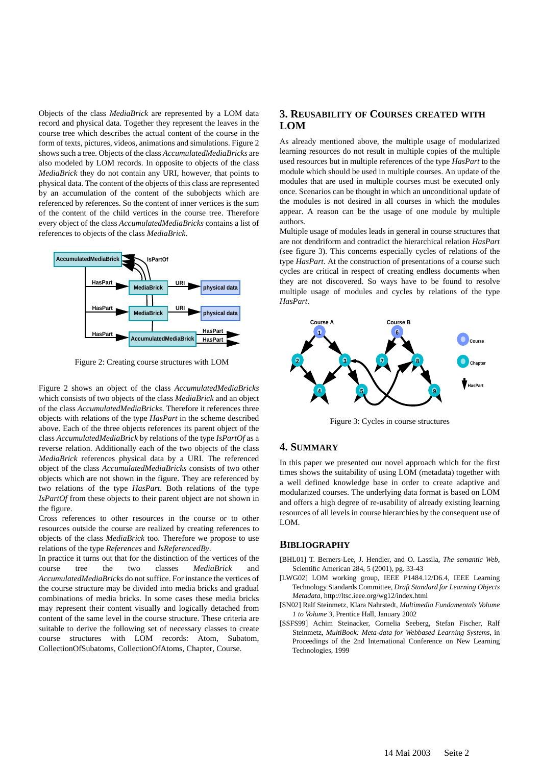Objects of the class *MediaBrick* are represented by a LOM data record and physical data. Together they represent the leaves in the course tree which describes the actual content of the course in the form of texts, pictures, videos, animations and simulations. Figure 2 shows such a tree. Objects of the class *AccumulatedMediaBricks* are also modeled by LOM records. In opposite to objects of the class *MediaBrick* they do not contain any URI, however, but points to physical data. The content of the objects of this class are represented by an accumulation of the content of the subobjects which are referenced by references. So the content of inner vertices is the sum of the content of the child vertices in the course tree. Therefore every object of the class *AccumulatedMediaBricks* contains a list of references to objects of the class *MediaBrick*.

AccumulatedMediaBrick
IsPartOf
HasPart
MediaBrick
URI
physical data
HasPart
MediaBrick
URI
physical data
HasPart
AccumulatedMediaBrick
HasPart
HasPart

Figure 2: Creating course structures with LOM

Figure 2 shows an object of the class *AccumulatedMediaBricks* which consists of two objects of the class *MediaBrick* and an object of the class *AccumulatedMediaBricks*. Therefore it references three objects with relations of the type *HasPart* in the scheme described above. Each of the three objects references its parent object of the class *AccumulatedMediaBrick* by relations of the type *IsPartOf* as a reverse relation. Additionally each of the two objects of the class *MediaBrick* references physical data by a URI. The referenced object of the class *AccumulatedMediaBricks* consists of two other objects which are not shown in the figure. They are referenced by two relations of the type *HasPart*. Both relations of the type *IsPartOf* from these objects to their parent object are not shown in the figure.

Cross references to other resources in the course or to other resources outside the course are realized by creating references to objects of the class *MediaBrick* too. Therefore we propose to use relations of the type *References* and *IsReferencedBy*.

In practice it turns out that for the distinction of the vertices of the course tree the two classes *MediaBrick* and *AccumulatedMediaBricks* do not suffice. For instance the vertices of the course structure may be divided into media bricks and gradual combinations of media bricks. In some cases these media bricks may represent their content visually and logically detached from content of the same level in the course structure. These criteria are suitable to derive the following set of necessary classes to create course structures with LOM records: Atom, Subatom, CollectionOfSubatoms, CollectionOfAtoms, Chapter, Course.

## 3. Reusability of Courses Created with LOM

As already mentioned above, the multiple usage of modularized learning resources do not result in multiple copies of the multiple used resources but in multiple references of the type *HasPart* to the module which should be used in multiple courses. An update of the modules that are used in multiple courses must be executed only once. Scenarios can be thought in which an unconditional update of the modules is not desired in all courses in which the modules appear. A reason can be the usage of one module by multiple authors.

Multiple usage of modules leads in general in course structures that are not dendriform and contradict the hierarchical relation *HasPart* (see figure 3). This concerns especially cycles of relations of the type *HasPart*. At the construction of presentations of a course such cycles are critical in respect of creating endless documents when they are not discovered. So ways have to be found to resolve multiple usage of modules and cycles by relations of the type *HasPart*.

Course A
Course B
1
2
3
4
5
6
7
8
9
Course
Chapter
HasPart

Figure 3: Cycles in course structures

## 4. Summary

In this paper we presented our novel approach which for the first times shows the suitability of using LOM (metadata) together with a well defined knowledge base in order to create adaptive and modularized courses. The underlying data format is based on LOM and offers a high degree of re-usability of already existing learning resources of all levels in course hierarchies by the consequent use of LOM.

## Bibliography

[BHL01] T. Berners-Lee, J. Hendler, and O. Lassila, *The semantic Web*, Scientific American 284, 5 (2001), pg. 33-43

[LWG02] LOM working group, IEEE P1484.12/D6.4, IEEE Learning Technology Standards Committee, *Draft Standard for Learning Objects Metadata*, http://ltsc.ieee.org/wg12/index.html

[SN02] Ralf Steinmetz, Klara Nahrstedt, *Multimedia Fundamentals Volume 1 to Volume 3*, Prentice Hall, January 2002

[SSFS99] Achim Steinacker, Cornelia Seeberg, Stefan Fischer, Ralf Steinmetz, *MultiBook: Meta-data for Webbased Learning Systems*, in Proceedings of the 2nd International Conference on New Learning Technologies, 1999